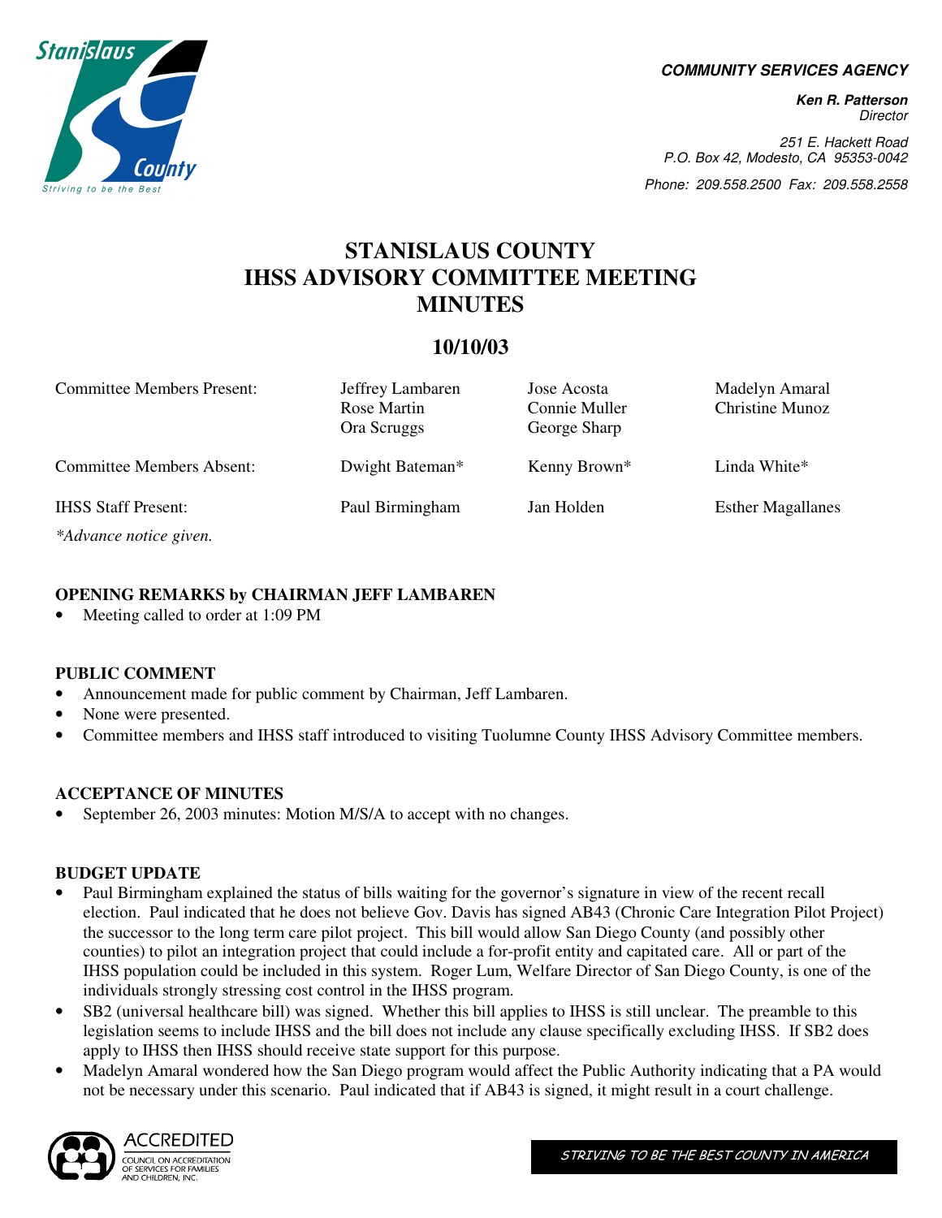COMMUNITY SERVICES AGENCY

**Ken R. Patterson**
*Director*

251 E. Hackett Road
P.O. Box 42, Modesto, CA 95353-0042

Phone: 209.558.2500 Fax: 209.558.2558

# STANISLAUS COUNTY IHSS ADVISORY COMMITTEE MEETING MINUTES

## 10/10/03

| | | | |
|---|---|---|---|
| Committee Members Present: | Jeffrey Lambaren<br>Rose Martin<br>Ora Scruggs | Jose Acosta<br>Connie Muller<br>George Sharp | Madelyn Amaral<br>Christine Munoz |
| Committee Members Absent: | Dwight Bateman* | Kenny Brown* | Linda White* |
| IHSS Staff Present: | Paul Birmingham | Jan Holden | Esther Magallanes |

*Advance notice given.*

### OPENING REMARKS by CHAIRMAN JEFF LAMBAREN

- Meeting called to order at 1:09 PM

### PUBLIC COMMENT

- Announcement made for public comment by Chairman, Jeff Lambaren.
- None were presented.
- Committee members and IHSS staff introduced to visiting Tuolumne County IHSS Advisory Committee members.

### ACCEPTANCE OF MINUTES

- September 26, 2003 minutes: Motion M/S/A to accept with no changes.

### BUDGET UPDATE

- Paul Birmingham explained the status of bills waiting for the governor's signature in view of the recent recall election. Paul indicated that he does not believe Gov. Davis has signed AB43 (Chronic Care Integration Pilot Project) the successor to the long term care pilot project. This bill would allow San Diego County (and possibly other counties) to pilot an integration project that could include a for-profit entity and capitated care. All or part of the IHSS population could be included in this system. Roger Lum, Welfare Director of San Diego County, is one of the individuals strongly stressing cost control in the IHSS program.
- SB2 (universal healthcare bill) was signed. Whether this bill applies to IHSS is still unclear. The preamble to this legislation seems to include IHSS and the bill does not include any clause specifically excluding IHSS. If SB2 does apply to IHSS then IHSS should receive state support for this purpose.
- Madelyn Amaral wondered how the San Diego program would affect the Public Authority indicating that a PA would not be necessary under this scenario. Paul indicated that if AB43 is signed, it might result in a court challenge.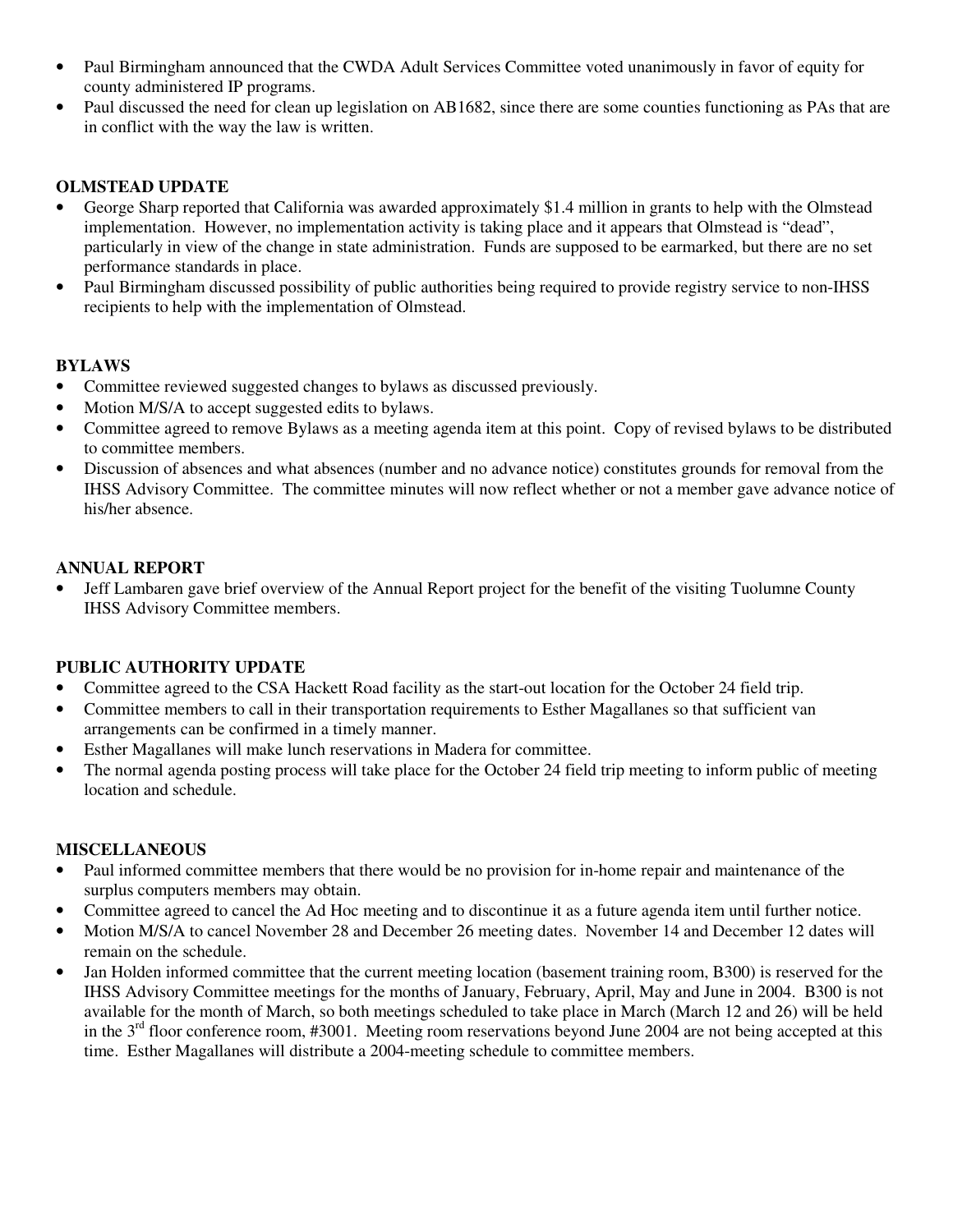- Paul Birmingham announced that the CWDA Adult Services Committee voted unanimously in favor of equity for county administered IP programs.
- Paul discussed the need for clean up legislation on AB1682, since there are some counties functioning as PAs that are in conflict with the way the law is written.

**OLMSTEAD UPDATE**

- George Sharp reported that California was awarded approximately $1.4 million in grants to help with the Olmstead implementation. However, no implementation activity is taking place and it appears that Olmstead is "dead", particularly in view of the change in state administration. Funds are supposed to be earmarked, but there are no set performance standards in place.
- Paul Birmingham discussed possibility of public authorities being required to provide registry service to non-IHSS recipients to help with the implementation of Olmstead.

**BYLAWS**

- Committee reviewed suggested changes to bylaws as discussed previously.
- Motion M/S/A to accept suggested edits to bylaws.
- Committee agreed to remove Bylaws as a meeting agenda item at this point. Copy of revised bylaws to be distributed to committee members.
- Discussion of absences and what absences (number and no advance notice) constitutes grounds for removal from the IHSS Advisory Committee. The committee minutes will now reflect whether or not a member gave advance notice of his/her absence.

**ANNUAL REPORT**

- Jeff Lambaren gave brief overview of the Annual Report project for the benefit of the visiting Tuolumne County IHSS Advisory Committee members.

**PUBLIC AUTHORITY UPDATE**

- Committee agreed to the CSA Hackett Road facility as the start-out location for the October 24 field trip.
- Committee members to call in their transportation requirements to Esther Magallanes so that sufficient van arrangements can be confirmed in a timely manner.
- Esther Magallanes will make lunch reservations in Madera for committee.
- The normal agenda posting process will take place for the October 24 field trip meeting to inform public of meeting location and schedule.

**MISCELLANEOUS**

- Paul informed committee members that there would be no provision for in-home repair and maintenance of the surplus computers members may obtain.
- Committee agreed to cancel the Ad Hoc meeting and to discontinue it as a future agenda item until further notice.
- Motion M/S/A to cancel November 28 and December 26 meeting dates. November 14 and December 12 dates will remain on the schedule.
- Jan Holden informed committee that the current meeting location (basement training room, B300) is reserved for the IHSS Advisory Committee meetings for the months of January, February, April, May and June in 2004. B300 is not available for the month of March, so both meetings scheduled to take place in March (March 12 and 26) will be held in the 3rd floor conference room, #3001. Meeting room reservations beyond June 2004 are not being accepted at this time. Esther Magallanes will distribute a 2004-meeting schedule to committee members.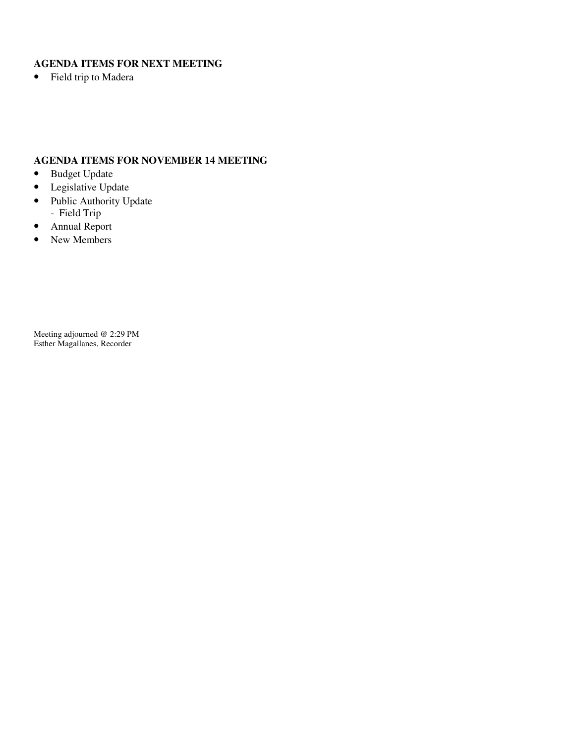**AGENDA ITEMS FOR NEXT MEETING**

- Field trip to Madera

**AGENDA ITEMS FOR NOVEMBER 14 MEETING**

- Budget Update
- Legislative Update
- Public Authority Update
  - Field Trip
- Annual Report
- New Members

Meeting adjourned @ 2:29 PM
Esther Magallanes, Recorder